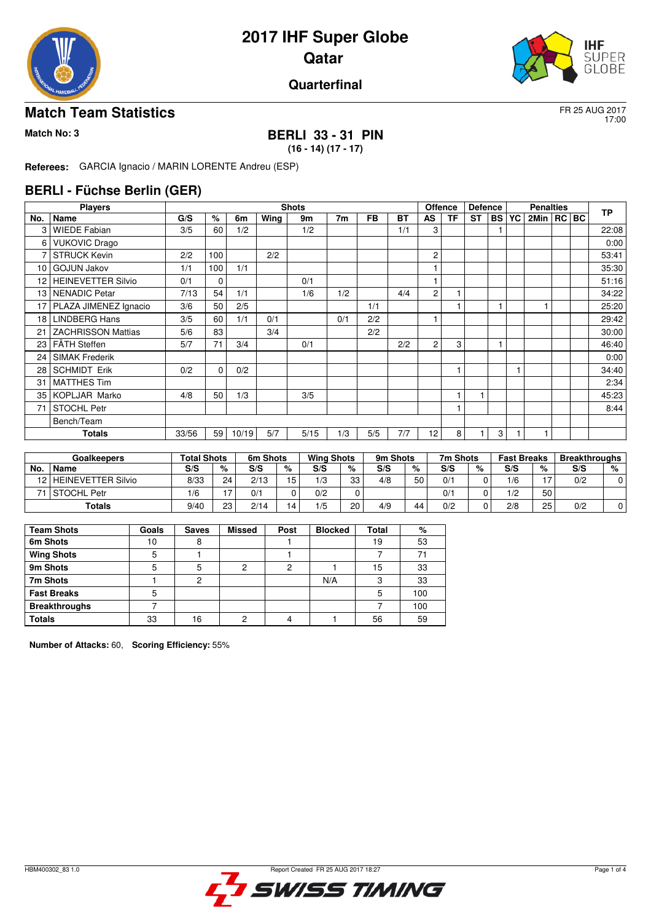# 2017 IHF Super Globe
# Qatar

## Quarterfinal

## Match Team Statistics

FR 25 AUG 2017
17:00

**Match No: 3**

**BERLI 33 - 31 PIN**
**(16 - 14) (17 - 17)**

**Referees:** GARCIA Ignacio / MARIN LORENTE Andreu (ESP)

## BERLI - Füchse Berlin (GER)

| Players | | Shots | | | | | | | | Offence | | Defence | | | Penalties | | | TP |
|---|---|---|---|---|---|---|---|---|---|---|---|---|---|---|---|---|---|---|
| No. | Name | G/S | % | 6m | Wing | 9m | 7m | FB | BT | AS | TF | ST | BS | YC | 2Min | RC | BC | |
| 3 | WIEDE Fabian | 3/5 | 60 | 1/2 | | 1/2 | | | 1/1 | 3 | | | 1 | | | | | 22:08 |
| 6 | VUKOVIC Drago | | | | | | | | | | | | | | | | | 0:00 |
| 7 | STRUCK Kevin | 2/2 | 100 | | 2/2 | | | | | 2 | | | | | | | | 53:41 |
| 10 | GOJUN Jakov | 1/1 | 100 | 1/1 | | | | | | 1 | | | | | | | | 35:30 |
| 12 | HEINEVETTER Silvio | 0/1 | 0 | | | 0/1 | | | | 1 | | | | | | | | 51:16 |
| 13 | NENADIC Petar | 7/13 | 54 | 1/1 | | 1/6 | 1/2 | | 4/4 | 2 | 1 | | | | | | | 34:22 |
| 17 | PLAZA JIMENEZ Ignacio | 3/6 | 50 | 2/5 | | | | 1/1 | | | 1 | | 1 | | 1 | | | 25:20 |
| 18 | LINDBERG Hans | 3/5 | 60 | 1/1 | 0/1 | | 0/1 | 2/2 | | 1 | | | | | | | | 29:42 |
| 21 | ZACHRISSON Mattias | 5/6 | 83 | | 3/4 | | | 2/2 | | | | | | | | | | 30:00 |
| 23 | FÄTH Steffen | 5/7 | 71 | 3/4 | | 0/1 | | | 2/2 | 2 | 3 | | 1 | | | | | 46:40 |
| 24 | SIMAK Frederik | | | | | | | | | | | | | | | | | 0:00 |
| 28 | SCHMIDT Erik | 0/2 | 0 | 0/2 | | | | | | | 1 | | | 1 | | | | 34:40 |
| 31 | MATTHES Tim | | | | | | | | | | | | | | | | | 2:34 |
| 35 | KOPLJAR Marko | 4/8 | 50 | 1/3 | | 3/5 | | | | | 1 | 1 | | | | | | 45:23 |
| 71 | STOCHL Petr | | | | | | | | | | 1 | | | | | | | 8:44 |
| | Bench/Team | | | | | | | | | | | | | | | | | |
| | **Totals** | 33/56 | 59 | 10/19 | 5/7 | 5/15 | 1/3 | 5/5 | 7/7 | 12 | 8 | 1 | 3 | 1 | 1 | | | |

| Goalkeepers | | Total Shots | | 6m Shots | | Wing Shots | | 9m Shots | | 7m Shots | | Fast Breaks | | Breakthroughs | |
|---|---|---|---|---|---|---|---|---|---|---|---|---|---|---|---|
| No. | Name | S/S | % | S/S | % | S/S | % | S/S | % | S/S | % | S/S | % | S/S | % |
| 12 | HEINEVETTER Silvio | 8/33 | 24 | 2/13 | 15 | 1/3 | 33 | 4/8 | 50 | 0/1 | 0 | 1/6 | 17 | 0/2 | 0 |
| 71 | STOCHL Petr | 1/6 | 17 | 0/1 | 0 | 0/2 | 0 | | | 0/1 | 0 | 1/2 | 50 | | |
| | **Totals** | 9/40 | 23 | 2/14 | 14 | 1/5 | 20 | 4/9 | 44 | 0/2 | 0 | 2/8 | 25 | 0/2 | 0 |

| Team Shots | Goals | Saves | Missed | Post | Blocked | Total | % |
|---|---|---|---|---|---|---|---|
| **6m Shots** | 10 | 8 | | 1 | | 19 | 53 |
| **Wing Shots** | 5 | 1 | | 1 | | 7 | 71 |
| **9m Shots** | 5 | 5 | 2 | 2 | 1 | 15 | 33 |
| **7m Shots** | 1 | 2 | | | N/A | 3 | 33 |
| **Fast Breaks** | 5 | | | | | 5 | 100 |
| **Breakthroughs** | 7 | | | | | 7 | 100 |
| **Totals** | 33 | 16 | 2 | 4 | 1 | 56 | 59 |

**Number of Attacks:** 60, **Scoring Efficiency:** 55%

HBM400302_83 1.0 Report Created FR 25 AUG 2017 18:27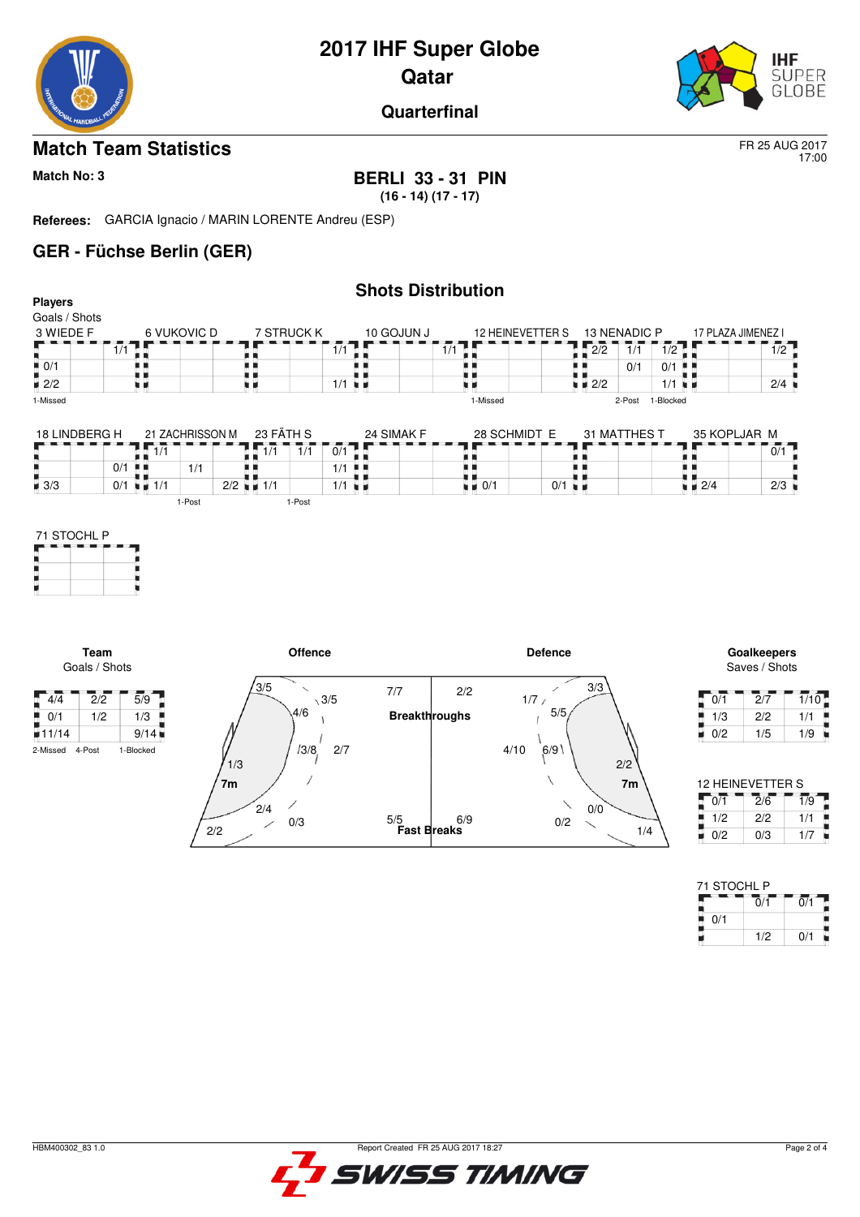# 2017 IHF Super Globe
# Qatar
## Quarterfinal

## Match Team Statistics

FR 25 AUG 2017
17:00

**Match No: 3**

**BERLI 33 - 31 PIN**
**(16 - 14) (17 - 17)**

**Referees:** GARCIA Ignacio / MARIN LORENTE Andreu (ESP)

## GER - Füchse Berlin (GER)

### Shots Distribution

**Players**
Goals / Shots

**3 WIEDE F**

| | | |
|---|---|---|
| | | 1/1 |
| 0/1 | | |
| 2/2 | | |

1-Missed

**6 VUKOVIC D**

| | | |
|---|---|---|
| | | |
| | | |
| | | |

**7 STRUCK K**

| | | |
|---|---|---|
| | | 1/1 |
| | | |
| | | 1/1 |

**10 GOJUN J**

| | | |
|---|---|---|
| | | 1/1 |
| | | |
| | | |

**12 HEINEVETTER S**

| | | |
|---|---|---|
| | | |
| | | |
| | | |

1-Missed

**13 NENADIC P**

| | | |
|---|---|---|
| 2/2 | 1/1 | 1/2 |
| | 0/1 | 0/1 |
| 2/2 | | 1/1 |

2-Post 1-Blocked

**17 PLAZA JIMENEZ I**

| | | |
|---|---|---|
| | | 1/2 |
| | | |
| | | 2/4 |

**18 LINDBERG H**

| | | |
|---|---|---|
| | | |
| | | 0/1 |
| 3/3 | | 0/1 |

**21 ZACHRISSON M**

| | | |
|---|---|---|
| 1/1 | | |
| | 1/1 | |
| 1/1 | | 2/2 |

1-Post

**23 FÄTH S**

| | | |
|---|---|---|
| 1/1 | 1/1 | 0/1 |
| | | 1/1 |
| 1/1 | | 1/1 |

1-Post

**24 SIMAK F**

| | | |
|---|---|---|
| | | |
| | | |
| | | |

**28 SCHMIDT E**

| | | |
|---|---|---|
| | | |
| | | |
| 0/1 | | 0/1 |

**31 MATTHES T**

| | | |
|---|---|---|
| | | |
| | | |
| | | |

**35 KOPLJAR M**

| | | |
|---|---|---|
| | | 0/1 |
| | | |
| 2/4 | | 2/3 |

**71 STOCHL P**

| | | |
|---|---|---|
| | | |
| | | |
| | | |

**Team**
Goals / Shots

| | | |
|---|---|---|
| 4/4 | 2/2 | 5/9 |
| 0/1 | 1/2 | 1/3 |
| 11/14 | | 9/14 |

2-Missed 4-Post 1-Blocked

**Offence**

3/5, 3/5, 4/6, 1/3, 3/8, 2/7, 7m, 2/4, 0/3, 2/2

Breakthroughs: 7/7 (Offence), 2/2 (Defence)

Fast Breaks: 5/5 (Offence), 6/9 (Defence)

**Defence**

1/7, 3/3, 5/5, 4/10, 6/9, 2/2, 7m, 0/0, 0/2, 1/4

**Goalkeepers**
Saves / Shots

| | | |
|---|---|---|
| 0/1 | 2/7 | 1/10 |
| 1/3 | 2/2 | 1/1 |
| 0/2 | 1/5 | 1/9 |

**12 HEINEVETTER S**

| | | |
|---|---|---|
| 0/1 | 2/6 | 1/9 |
| 1/2 | 2/2 | 1/1 |
| 0/2 | 0/3 | 1/7 |

**71 STOCHL P**

| | | |
|---|---|---|
| | 0/1 | 0/1 |
| 0/1 | | |
| | 1/2 | 0/1 |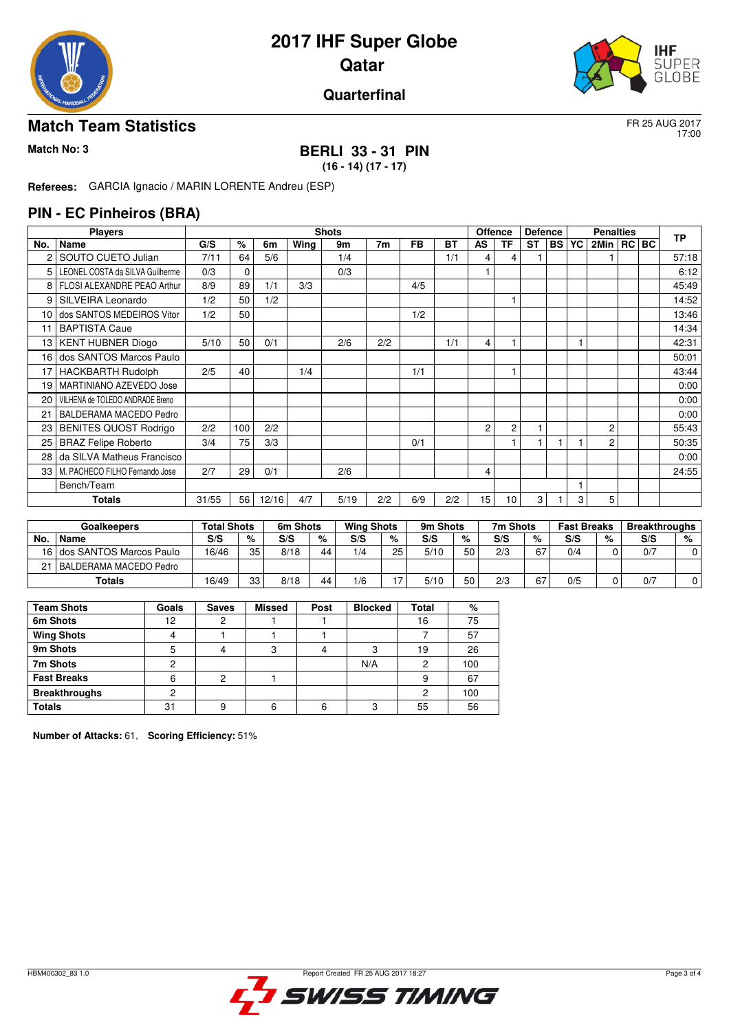# 2017 IHF Super Globe
## Qatar
### Quarterfinal

## Match Team Statistics

FR 25 AUG 2017
17:00

**Match No: 3**

**BERLI 33 - 31 PIN**
**(16 - 14) (17 - 17)**

**Referees:** GARCIA Ignacio / MARIN LORENTE Andreu (ESP)

## PIN - EC Pinheiros (BRA)

| Players | | Shots | | | | | | | | Offence | | Defence | | Penalties | | | | TP |
|---|---|---|---|---|---|---|---|---|---|---|---|---|---|---|---|---|---|---|
| No. | Name | G/S | % | 6m | Wing | 9m | 7m | FB | BT | AS | TF | ST | BS | YC | 2Min | RC | BC | |
| 2 | SOUTO CUETO Julian | 7/11 | 64 | 5/6 | | 1/4 | | | 1/1 | 4 | 4 | 1 | | | 1 | | | 57:18 |
| 5 | LEONEL COSTA da SILVA Guilherme | 0/3 | 0 | | | 0/3 | | | | 1 | | | | | | | | 6:12 |
| 8 | FLOSI ALEXANDRE PEAO Arthur | 8/9 | 89 | 1/1 | 3/3 | | | 4/5 | | | | | | | | | | 45:49 |
| 9 | SILVEIRA Leonardo | 1/2 | 50 | 1/2 | | | | | | | 1 | | | | | | | 14:52 |
| 10 | dos SANTOS MEDEIROS Vitor | 1/2 | 50 | | | | | 1/2 | | | | | | | | | | 13:46 |
| 11 | BAPTISTA Caue | | | | | | | | | | | | | | | | | 14:34 |
| 13 | KENT HUBNER Diogo | 5/10 | 50 | 0/1 | | 2/6 | 2/2 | | 1/1 | 4 | 1 | | | 1 | | | | 42:31 |
| 16 | dos SANTOS Marcos Paulo | | | | | | | | | | | | | | | | | 50:01 |
| 17 | HACKBARTH Rudolph | 2/5 | 40 | | 1/4 | | | 1/1 | | | 1 | | | | | | | 43:44 |
| 19 | MARTINIANO AZEVEDO Jose | | | | | | | | | | | | | | | | | 0:00 |
| 20 | VILHENA de TOLEDO ANDRADE Breno | | | | | | | | | | | | | | | | | 0:00 |
| 21 | BALDERAMA MACEDO Pedro | | | | | | | | | | | | | | | | | 0:00 |
| 23 | BENITES QUOST Rodrigo | 2/2 | 100 | 2/2 | | | | | | 2 | 2 | 1 | | | 2 | | | 55:43 |
| 25 | BRAZ Felipe Roberto | 3/4 | 75 | 3/3 | | | | 0/1 | | | 1 | 1 | 1 | 1 | 2 | | | 50:35 |
| 28 | da SILVA Matheus Francisco | | | | | | | | | | | | | | | | | 0:00 |
| 33 | M. PACHECO FILHO Fernando Jose | 2/7 | 29 | 0/1 | | 2/6 | | | | 4 | | | | | | | | 24:55 |
| | Bench/Team | | | | | | | | | | | | | 1 | | | | |
| | **Totals** | 31/55 | 56 | 12/16 | 4/7 | 5/19 | 2/2 | 6/9 | 2/2 | 15 | 10 | 3 | 1 | 3 | 5 | | | |

| Goalkeepers | | Total Shots | | 6m Shots | | Wing Shots | | 9m Shots | | 7m Shots | | Fast Breaks | | Breakthroughs | |
|---|---|---|---|---|---|---|---|---|---|---|---|---|---|---|---|
| No. | Name | S/S | % | S/S | % | S/S | % | S/S | % | S/S | % | S/S | % | S/S | % |
| 16 | dos SANTOS Marcos Paulo | 16/46 | 35 | 8/18 | 44 | 1/4 | 25 | 5/10 | 50 | 2/3 | 67 | 0/4 | 0 | 0/7 | 0 |
| 21 | BALDERAMA MACEDO Pedro | | | | | | | | | | | | | | |
| | **Totals** | 16/49 | 33 | 8/18 | 44 | 1/6 | 17 | 5/10 | 50 | 2/3 | 67 | 0/5 | 0 | 0/7 | 0 |

| Team Shots | Goals | Saves | Missed | Post | Blocked | Total | % |
|---|---|---|---|---|---|---|---|
| **6m Shots** | 12 | 2 | 1 | 1 | | 16 | 75 |
| **Wing Shots** | 4 | 1 | 1 | 1 | | 7 | 57 |
| **9m Shots** | 5 | 4 | 3 | 4 | 3 | 19 | 26 |
| **7m Shots** | 2 | | | | N/A | 2 | 100 |
| **Fast Breaks** | 6 | 2 | 1 | | | 9 | 67 |
| **Breakthroughs** | 2 | | | | | 2 | 100 |
| **Totals** | 31 | 9 | 6 | 6 | 3 | 55 | 56 |

**Number of Attacks:** 61, **Scoring Efficiency:** 51%

HBM400302_83 1.0 Report Created FR 25 AUG 2017 18:27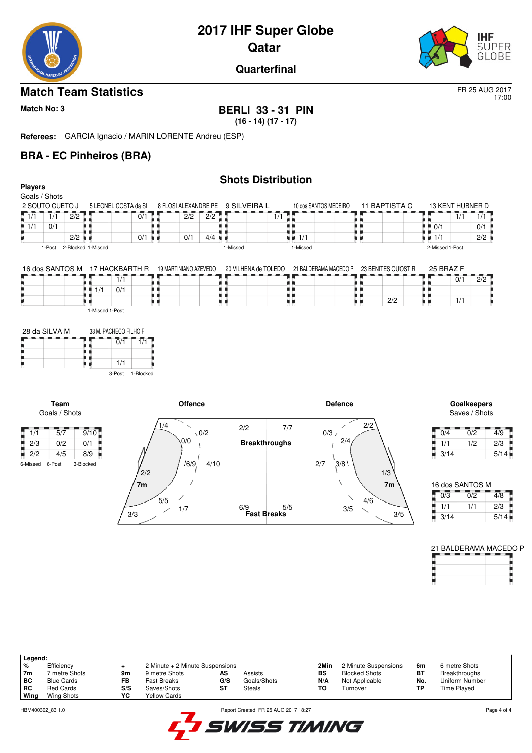# 2017 IHF Super Globe
## Qatar
### Quarterfinal

## Match Team Statistics

FR 25 AUG 2017
17:00

**Match No: 3**

**BERLI 33 - 31 PIN**
**(16 - 14) (17 - 17)**

**Referees:** GARCIA Ignacio / MARIN LORENTE Andreu (ESP)

## BRA - EC Pinheiros (BRA)

### Shots Distribution

**Players**
Goals / Shots

2 SOUTO CUETO J

| | | |
|---|---|---|
| 1/1 | 1/1 | 2/2 |
| 1/1 | 0/1 | |
| | | 2/2 |

1-Post 2-Blocked 1-Missed

5 LEONEL COSTA da SI

| | | |
|---|---|---|
| | | 0/1 |
| | | |
| | | 0/1 |

8 FLOSI ALEXANDRE PE

| | | |
|---|---|---|
| | 2/2 | 2/2 |
| | | |
| | 0/1 | 4/4 |

9 SILVEIRA L

| | | |
|---|---|---|
| | | 1/1 |
| | | |
| | | |

1-Missed

10 dos SANTOS MEDEIRO

| | | |
|---|---|---|
| | | |
| | | |
| 1/1 | | |

1-Missed

11 BAPTISTA C

| | | |
|---|---|---|
| | | |
| | | |
| | | |

13 KENT HUBNER D

| | | |
|---|---|---|
| | 1/1 | 1/1 |
| 0/1 | | 0/1 |
| 1/1 | | 2/2 |

2-Missed 1-Post

16 dos SANTOS M

| | | |
|---|---|---|
| | | |
| | | |
| | | |

17 HACKBARTH R

| | | |
|---|---|---|
| | 1/1 | |
| 1/1 | 0/1 | |
| | | |

1-Missed 1-Post

19 MARTINIANO AZEVEDO

| | | |
|---|---|---|
| | | |
| | | |
| | | |

20 VILHENA de TOLEDO

| | | |
|---|---|---|
| | | |
| | | |
| | | |

21 BALDERAMA MACEDO P

| | | |
|---|---|---|
| | | |
| | | |
| | | |

23 BENITES QUOST R

| | | |
|---|---|---|
| | | |
| | | |
| | 2/2 | |

25 BRAZ F

| | | |
|---|---|---|
| | 0/1 | 2/2 |
| | | |
| | 1/1 | |

28 da SILVA M

| | | |
|---|---|---|
| | | |
| | | |
| | | |

33 M. PACHECO FILHO F

| | | |
|---|---|---|
| | 0/1 | 1/1 |
| | | |
| | 1/1 | |

3-Post 1-Blocked

**Team**
Goals / Shots

| | | |
|---|---|---|
| 1/1 | 5/7 | 9/10 |
| 2/3 | 0/2 | 0/1 |
| 2/2 | 4/5 | 8/9 |

6-Missed 6-Post 3-Blocked

**Offence**

1/4
0/2
0/0
/6/9
4/10
2/2
7m
5/5
1/7
3/3

2/2 7/7
Breakthroughs

6/9 5/5
Fast Breaks

**Defence**

0/3
2/2
2/4
2/7
3/8
1/3
7m
4/6
3/5
3/5

**Goalkeepers**
Saves / Shots

| | | |
|---|---|---|
| 0/4 | 0/2 | 4/9 |
| 1/1 | 1/2 | 2/3 |
| 3/14 | | 5/14 |

16 dos SANTOS M

| | | |
|---|---|---|
| 0/3 | 0/2 | 4/8 |
| 1/1 | 1/1 | 2/3 |
| 3/14 | | 5/14 |

21 BALDERAMA MACEDO P

| | | |
|---|---|---|
| | | |
| | | |
| | | |

**Legend:**

| | | | | | | | | | | | |
|---|---|---|---|---|---|---|---|---|---|---|---|
| % | Efficiency | + | 2 Minute + 2 Minute Suspensions | | | 2Min | 2 Minute Suspensions | 6m | 6 metre Shots | | |
| 7m | 7 metre Shots | 9m | 9 metre Shots | AS | Assists | BS | Blocked Shots | BT | Breakthroughs | | |
| BC | Blue Cards | FB | Fast Breaks | G/S | Goals/Shots | N/A | Not Applicable | No. | Uniform Number | | |
| RC | Red Cards | S/S | Saves/Shots | ST | Steals | TO | Turnover | TP | Time Played | | |
| Wing | Wing Shots | YC | Yellow Cards | | | | | | | | |

HBM400302_83 1.0 Report Created FR 25 AUG 2017 18:27